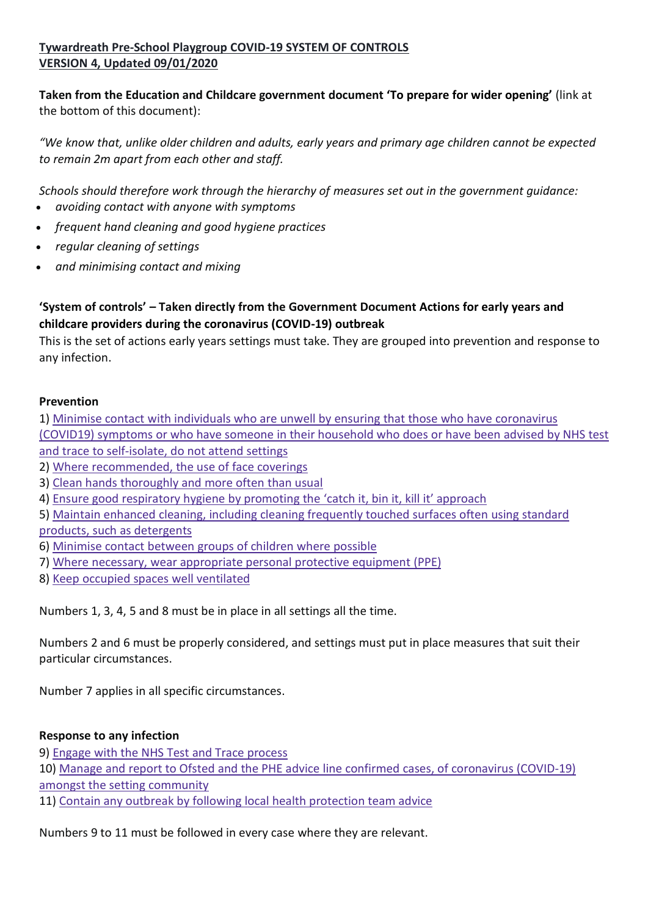**Tywardreath Pre-School Playgroup COVID-19 SYSTEM OF CONTROLS**
**VERSION 4, Updated 09/01/2020**

**Taken from the Education and Childcare government document 'To prepare for wider opening'** (link at the bottom of this document):

*"We know that, unlike older children and adults, early years and primary age children cannot be expected to remain 2m apart from each other and staff.*

*Schools should therefore work through the hierarchy of measures set out in the government guidance:*

- *avoiding contact with anyone with symptoms*
- *frequent hand cleaning and good hygiene practices*
- *regular cleaning of settings*
- *and minimising contact and mixing*

**'System of controls' – Taken directly from the Government Document Actions for early years and childcare providers during the coronavirus (COVID-19) outbreak**

This is the set of actions early years settings must take. They are grouped into prevention and response to any infection.

**Prevention**

1) Minimise contact with individuals who are unwell by ensuring that those who have coronavirus (COVID19) symptoms or who have someone in their household who does or have been advised by NHS test and trace to self-isolate, do not attend settings
2) Where recommended, the use of face coverings
3) Clean hands thoroughly and more often than usual
4) Ensure good respiratory hygiene by promoting the 'catch it, bin it, kill it' approach
5) Maintain enhanced cleaning, including cleaning frequently touched surfaces often using standard products, such as detergents
6) Minimise contact between groups of children where possible
7) Where necessary, wear appropriate personal protective equipment (PPE)
8) Keep occupied spaces well ventilated

Numbers 1, 3, 4, 5 and 8 must be in place in all settings all the time.

Numbers 2 and 6 must be properly considered, and settings must put in place measures that suit their particular circumstances.

Number 7 applies in all specific circumstances.

**Response to any infection**

9) Engage with the NHS Test and Trace process
10) Manage and report to Ofsted and the PHE advice line confirmed cases, of coronavirus (COVID-19) amongst the setting community
11) Contain any outbreak by following local health protection team advice

Numbers 9 to 11 must be followed in every case where they are relevant.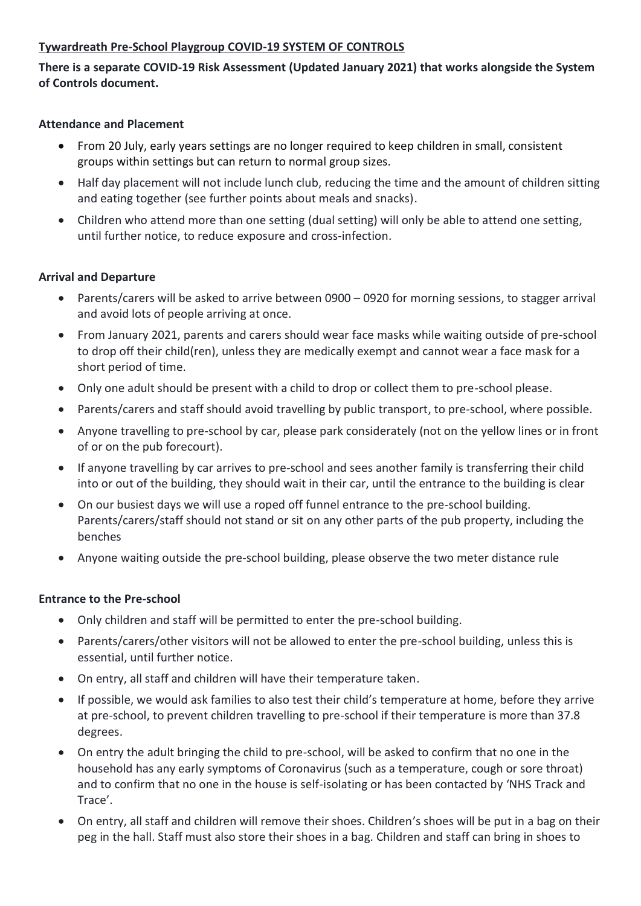**Tywardreath Pre-School Playgroup COVID-19 SYSTEM OF CONTROLS**

**There is a separate COVID-19 Risk Assessment (Updated January 2021) that works alongside the System of Controls document.**

**Attendance and Placement**

- From 20 July, early years settings are no longer required to keep children in small, consistent groups within settings but can return to normal group sizes.
- Half day placement will not include lunch club, reducing the time and the amount of children sitting and eating together (see further points about meals and snacks).
- Children who attend more than one setting (dual setting) will only be able to attend one setting, until further notice, to reduce exposure and cross-infection.

**Arrival and Departure**

- Parents/carers will be asked to arrive between 0900 – 0920 for morning sessions, to stagger arrival and avoid lots of people arriving at once.
- From January 2021, parents and carers should wear face masks while waiting outside of pre-school to drop off their child(ren), unless they are medically exempt and cannot wear a face mask for a short period of time.
- Only one adult should be present with a child to drop or collect them to pre-school please.
- Parents/carers and staff should avoid travelling by public transport, to pre-school, where possible.
- Anyone travelling to pre-school by car, please park considerately (not on the yellow lines or in front of or on the pub forecourt).
- If anyone travelling by car arrives to pre-school and sees another family is transferring their child into or out of the building, they should wait in their car, until the entrance to the building is clear
- On our busiest days we will use a roped off funnel entrance to the pre-school building. Parents/carers/staff should not stand or sit on any other parts of the pub property, including the benches
- Anyone waiting outside the pre-school building, please observe the two meter distance rule

**Entrance to the Pre-school**

- Only children and staff will be permitted to enter the pre-school building.
- Parents/carers/other visitors will not be allowed to enter the pre-school building, unless this is essential, until further notice.
- On entry, all staff and children will have their temperature taken.
- If possible, we would ask families to also test their child's temperature at home, before they arrive at pre-school, to prevent children travelling to pre-school if their temperature is more than 37.8 degrees.
- On entry the adult bringing the child to pre-school, will be asked to confirm that no one in the household has any early symptoms of Coronavirus (such as a temperature, cough or sore throat) and to confirm that no one in the house is self-isolating or has been contacted by 'NHS Track and Trace'.
- On entry, all staff and children will remove their shoes. Children's shoes will be put in a bag on their peg in the hall. Staff must also store their shoes in a bag. Children and staff can bring in shoes to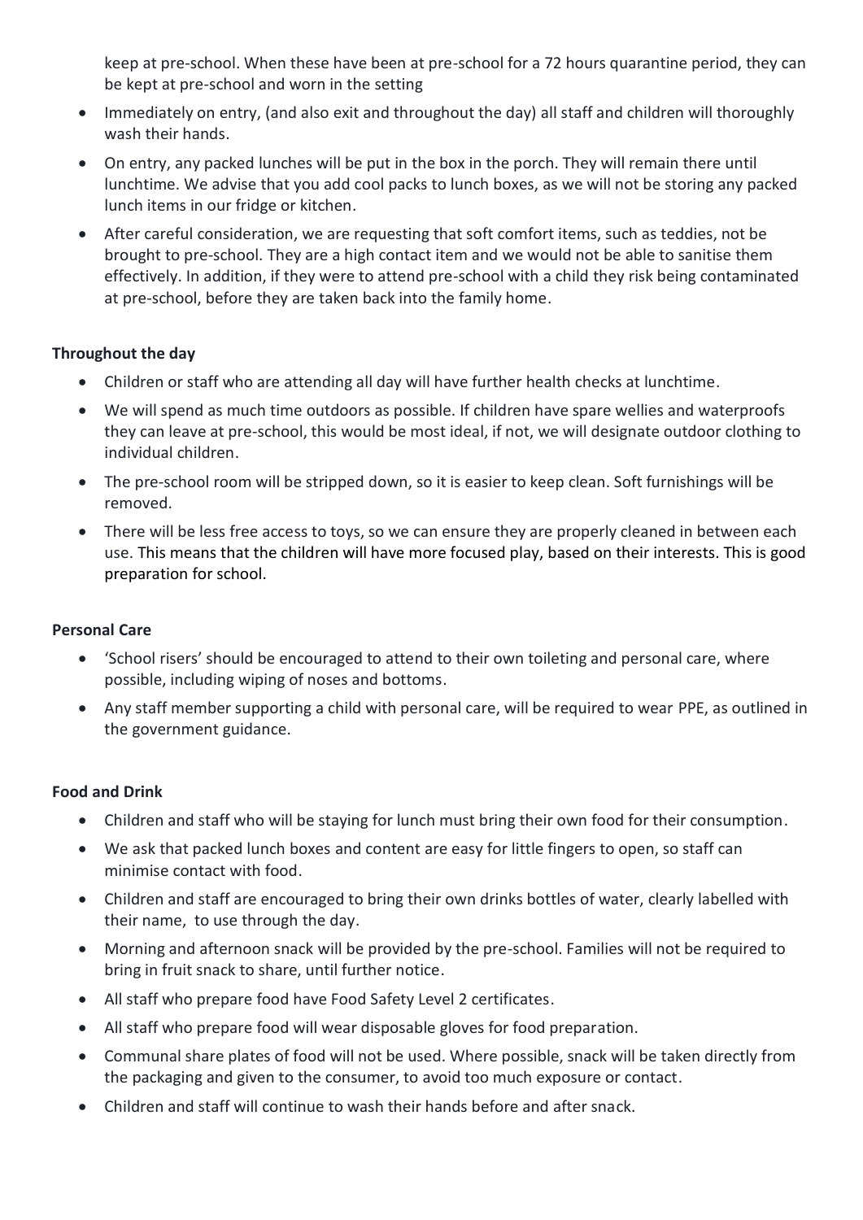keep at pre-school. When these have been at pre-school for a 72 hours quarantine period, they can be kept at pre-school and worn in the setting

- Immediately on entry, (and also exit and throughout the day) all staff and children will thoroughly wash their hands.
- On entry, any packed lunches will be put in the box in the porch. They will remain there until lunchtime. We advise that you add cool packs to lunch boxes, as we will not be storing any packed lunch items in our fridge or kitchen.
- After careful consideration, we are requesting that soft comfort items, such as teddies, not be brought to pre-school. They are a high contact item and we would not be able to sanitise them effectively. In addition, if they were to attend pre-school with a child they risk being contaminated at pre-school, before they are taken back into the family home.

**Throughout the day**

- Children or staff who are attending all day will have further health checks at lunchtime.
- We will spend as much time outdoors as possible. If children have spare wellies and waterproofs they can leave at pre-school, this would be most ideal, if not, we will designate outdoor clothing to individual children.
- The pre-school room will be stripped down, so it is easier to keep clean. Soft furnishings will be removed.
- There will be less free access to toys, so we can ensure they are properly cleaned in between each use. This means that the children will have more focused play, based on their interests. This is good preparation for school.

**Personal Care**

- 'School risers' should be encouraged to attend to their own toileting and personal care, where possible, including wiping of noses and bottoms.
- Any staff member supporting a child with personal care, will be required to wear PPE, as outlined in the government guidance.

**Food and Drink**

- Children and staff who will be staying for lunch must bring their own food for their consumption.
- We ask that packed lunch boxes and content are easy for little fingers to open, so staff can minimise contact with food.
- Children and staff are encouraged to bring their own drinks bottles of water, clearly labelled with their name, to use through the day.
- Morning and afternoon snack will be provided by the pre-school. Families will not be required to bring in fruit snack to share, until further notice.
- All staff who prepare food have Food Safety Level 2 certificates.
- All staff who prepare food will wear disposable gloves for food preparation.
- Communal share plates of food will not be used. Where possible, snack will be taken directly from the packaging and given to the consumer, to avoid too much exposure or contact.
- Children and staff will continue to wash their hands before and after snack.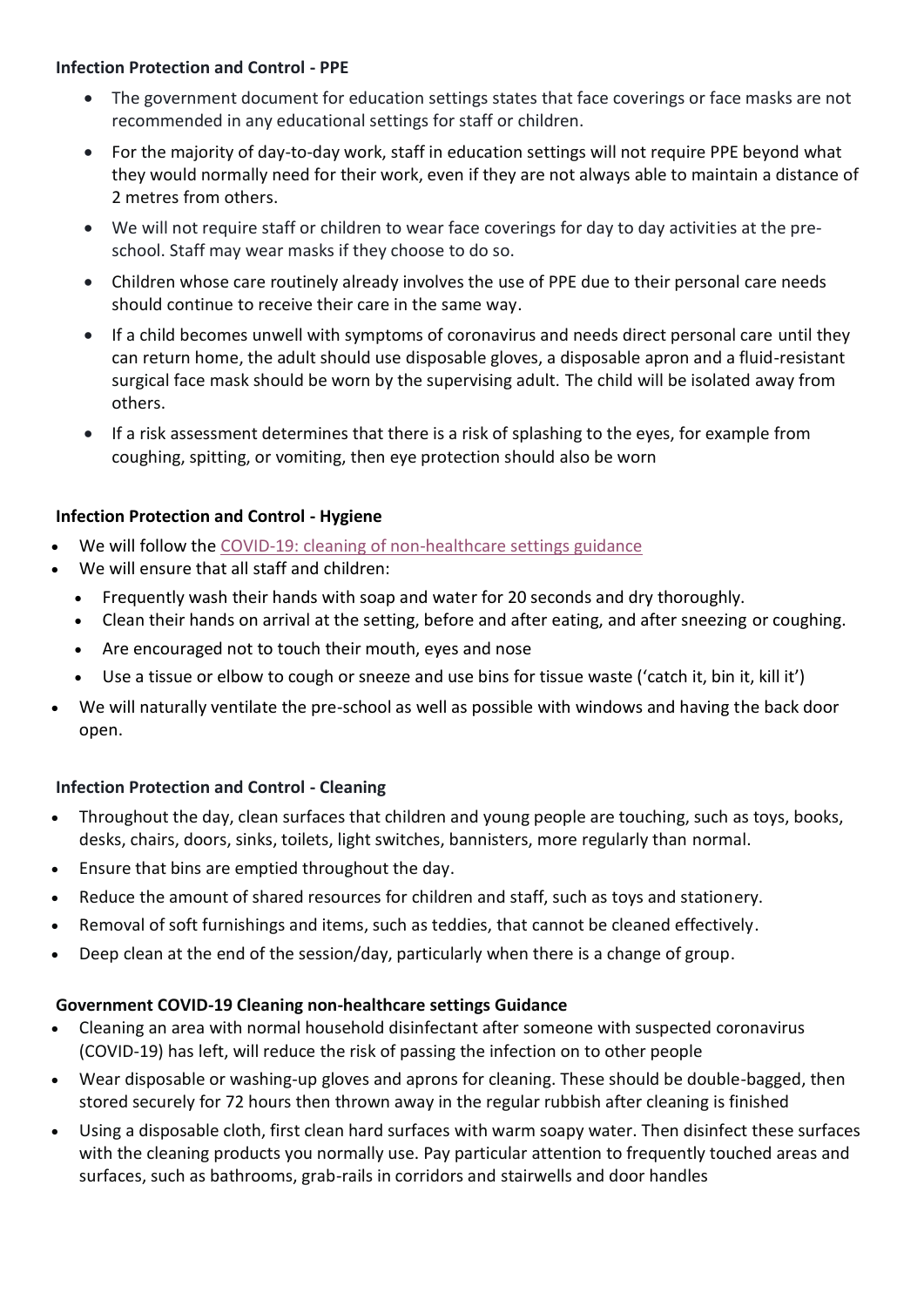**Infection Protection and Control - PPE**

- The government document for education settings states that face coverings or face masks are not recommended in any educational settings for staff or children.
- For the majority of day-to-day work, staff in education settings will not require PPE beyond what they would normally need for their work, even if they are not always able to maintain a distance of 2 metres from others.
- We will not require staff or children to wear face coverings for day to day activities at the pre-school. Staff may wear masks if they choose to do so.
- Children whose care routinely already involves the use of PPE due to their personal care needs should continue to receive their care in the same way.
- If a child becomes unwell with symptoms of coronavirus and needs direct personal care until they can return home, the adult should use disposable gloves, a disposable apron and a fluid-resistant surgical face mask should be worn by the supervising adult. The child will be isolated away from others.
- If a risk assessment determines that there is a risk of splashing to the eyes, for example from coughing, spitting, or vomiting, then eye protection should also be worn

**Infection Protection and Control - Hygiene**

- We will follow the [COVID-19: cleaning of non-healthcare settings guidance]()
- We will ensure that all staff and children:
  - Frequently wash their hands with soap and water for 20 seconds and dry thoroughly.
  - Clean their hands on arrival at the setting, before and after eating, and after sneezing or coughing.
  - Are encouraged not to touch their mouth, eyes and nose
  - Use a tissue or elbow to cough or sneeze and use bins for tissue waste ('catch it, bin it, kill it')
- We will naturally ventilate the pre-school as well as possible with windows and having the back door open.

**Infection Protection and Control - Cleaning**

- Throughout the day, clean surfaces that children and young people are touching, such as toys, books, desks, chairs, doors, sinks, toilets, light switches, bannisters, more regularly than normal.
- Ensure that bins are emptied throughout the day.
- Reduce the amount of shared resources for children and staff, such as toys and stationery.
- Removal of soft furnishings and items, such as teddies, that cannot be cleaned effectively.
- Deep clean at the end of the session/day, particularly when there is a change of group.

**Government COVID-19 Cleaning non-healthcare settings Guidance**

- Cleaning an area with normal household disinfectant after someone with suspected coronavirus (COVID-19) has left, will reduce the risk of passing the infection on to other people
- Wear disposable or washing-up gloves and aprons for cleaning. These should be double-bagged, then stored securely for 72 hours then thrown away in the regular rubbish after cleaning is finished
- Using a disposable cloth, first clean hard surfaces with warm soapy water. Then disinfect these surfaces with the cleaning products you normally use. Pay particular attention to frequently touched areas and surfaces, such as bathrooms, grab-rails in corridors and stairwells and door handles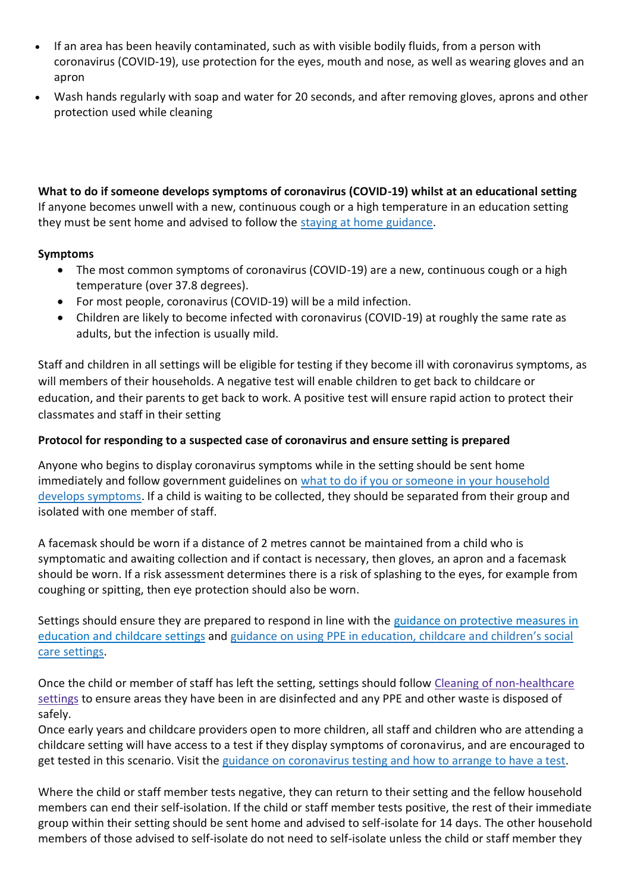- If an area has been heavily contaminated, such as with visible bodily fluids, from a person with coronavirus (COVID-19), use protection for the eyes, mouth and nose, as well as wearing gloves and an apron
- Wash hands regularly with soap and water for 20 seconds, and after removing gloves, aprons and other protection used while cleaning

**What to do if someone develops symptoms of coronavirus (COVID-19) whilst at an educational setting**

If anyone becomes unwell with a new, continuous cough or a high temperature in an education setting they must be sent home and advised to follow the [staying at home guidance](#).

**Symptoms**

- The most common symptoms of coronavirus (COVID-19) are a new, continuous cough or a high temperature (over 37.8 degrees).
- For most people, coronavirus (COVID-19) will be a mild infection.
- Children are likely to become infected with coronavirus (COVID-19) at roughly the same rate as adults, but the infection is usually mild.

Staff and children in all settings will be eligible for testing if they become ill with coronavirus symptoms, as will members of their households. A negative test will enable children to get back to childcare or education, and their parents to get back to work. A positive test will ensure rapid action to protect their classmates and staff in their setting

**Protocol for responding to a suspected case of coronavirus and ensure setting is prepared**

Anyone who begins to display coronavirus symptoms while in the setting should be sent home immediately and follow government guidelines on [what to do if you or someone in your household develops symptoms](#). If a child is waiting to be collected, they should be separated from their group and isolated with one member of staff.

A facemask should be worn if a distance of 2 metres cannot be maintained from a child who is symptomatic and awaiting collection and if contact is necessary, then gloves, an apron and a facemask should be worn. If a risk assessment determines there is a risk of splashing to the eyes, for example from coughing or spitting, then eye protection should also be worn.

Settings should ensure they are prepared to respond in line with the [guidance on protective measures in education and childcare settings](#) and [guidance on using PPE in education, childcare and children's social care settings](#).

Once the child or member of staff has left the setting, settings should follow [Cleaning of non-healthcare settings](#) to ensure areas they have been in are disinfected and any PPE and other waste is disposed of safely.

Once early years and childcare providers open to more children, all staff and children who are attending a childcare setting will have access to a test if they display symptoms of coronavirus, and are encouraged to get tested in this scenario. Visit the [guidance on coronavirus testing and how to arrange to have a test](#).

Where the child or staff member tests negative, they can return to their setting and the fellow household members can end their self-isolation. If the child or staff member tests positive, the rest of their immediate group within their setting should be sent home and advised to self-isolate for 14 days. The other household members of those advised to self-isolate do not need to self-isolate unless the child or staff member they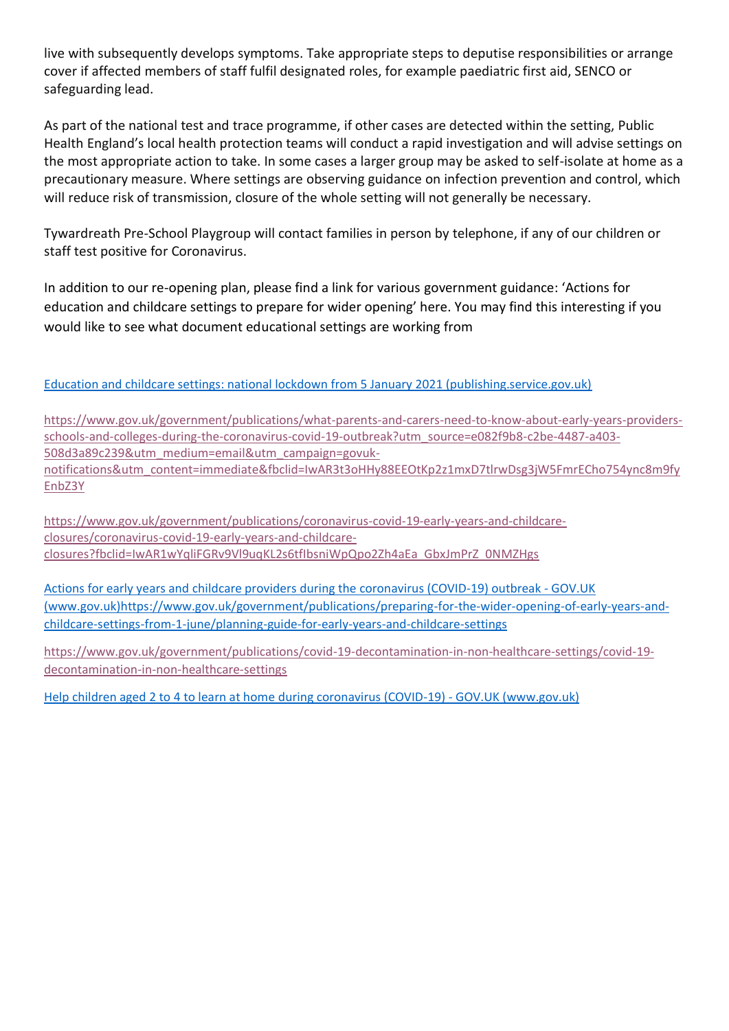live with subsequently develops symptoms. Take appropriate steps to deputise responsibilities or arrange cover if affected members of staff fulfil designated roles, for example paediatric first aid, SENCO or safeguarding lead.

As part of the national test and trace programme, if other cases are detected within the setting, Public Health England's local health protection teams will conduct a rapid investigation and will advise settings on the most appropriate action to take. In some cases a larger group may be asked to self-isolate at home as a precautionary measure. Where settings are observing guidance on infection prevention and control, which will reduce risk of transmission, closure of the whole setting will not generally be necessary.

Tywardreath Pre-School Playgroup will contact families in person by telephone, if any of our children or staff test positive for Coronavirus.

In addition to our re-opening plan, please find a link for various government guidance: 'Actions for education and childcare settings to prepare for wider opening' here. You may find this interesting if you would like to see what document educational settings are working from

Education and childcare settings: national lockdown from 5 January 2021 (publishing.service.gov.uk)

https://www.gov.uk/government/publications/what-parents-and-carers-need-to-know-about-early-years-providers-schools-and-colleges-during-the-coronavirus-covid-19-outbreak?utm_source=e082f9b8-c2be-4487-a403-508d3a89c239&utm_medium=email&utm_campaign=govuk-notifications&utm_content=immediate&fbclid=IwAR3t3oHHy88EEOtKp2z1mxD7tlrwDsg3jW5FmrECho754ync8m9fyEnbZ3Y

https://www.gov.uk/government/publications/coronavirus-covid-19-early-years-and-childcare-closures/coronavirus-covid-19-early-years-and-childcare-closures?fbclid=IwAR1wYqliFGRv9Vl9uqKL2s6tflbsniWpQpo2Zh4aEa_GbxJmPrZ_0NMZHgs

Actions for early years and childcare providers during the coronavirus (COVID-19) outbreak - GOV.UK (www.gov.uk)https://www.gov.uk/government/publications/preparing-for-the-wider-opening-of-early-years-and-childcare-settings-from-1-june/planning-guide-for-early-years-and-childcare-settings

https://www.gov.uk/government/publications/covid-19-decontamination-in-non-healthcare-settings/covid-19-decontamination-in-non-healthcare-settings

Help children aged 2 to 4 to learn at home during coronavirus (COVID-19) - GOV.UK (www.gov.uk)